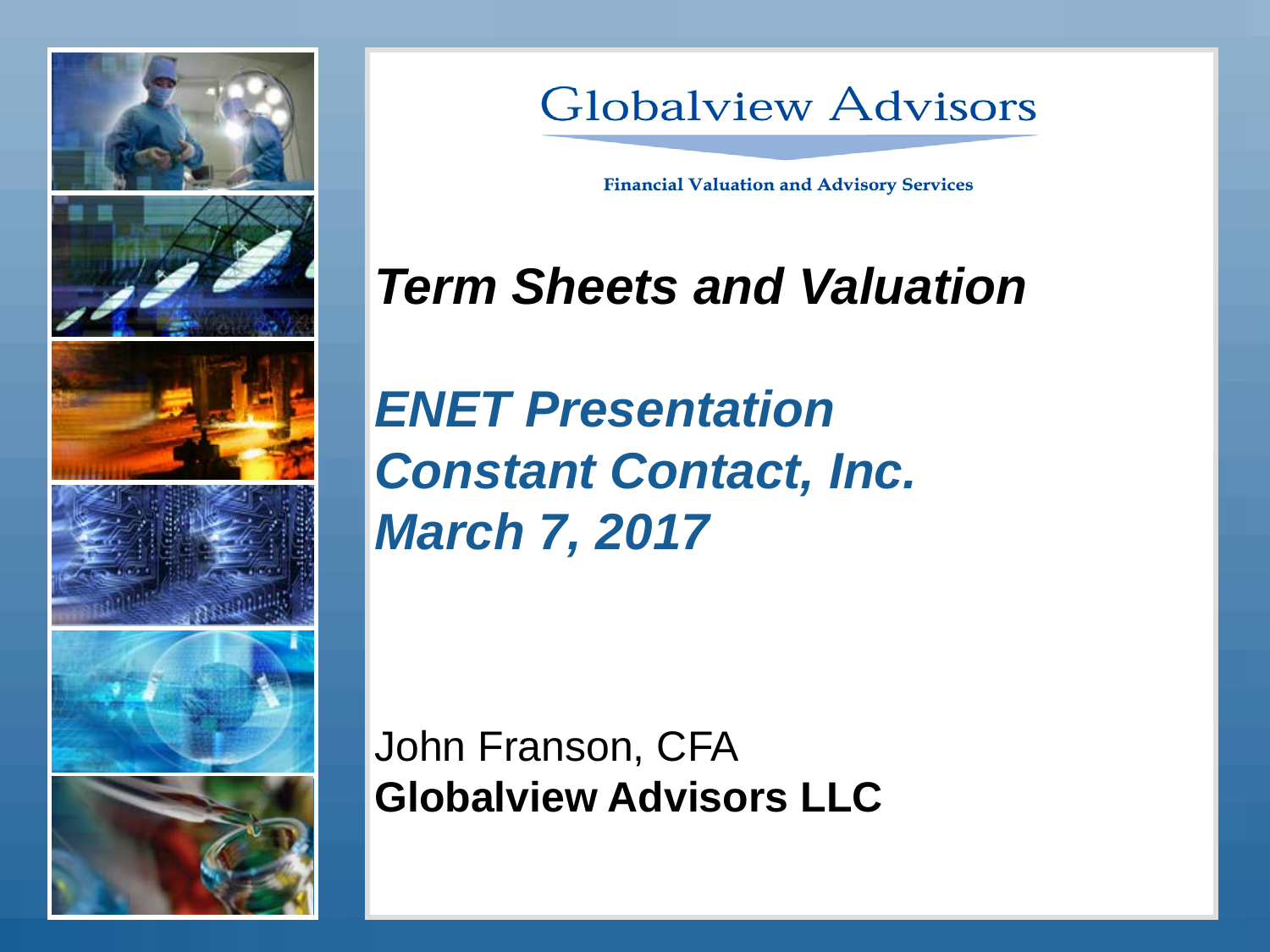Globalview Advisors

**Financial Valuation and Advisory Services**

# *Term Sheets and Valuation*

## *ENET Presentation*
## *Constant Contact, Inc.*
## *March 7, 2017*

John Franson, CFA

**Globalview Advisors LLC**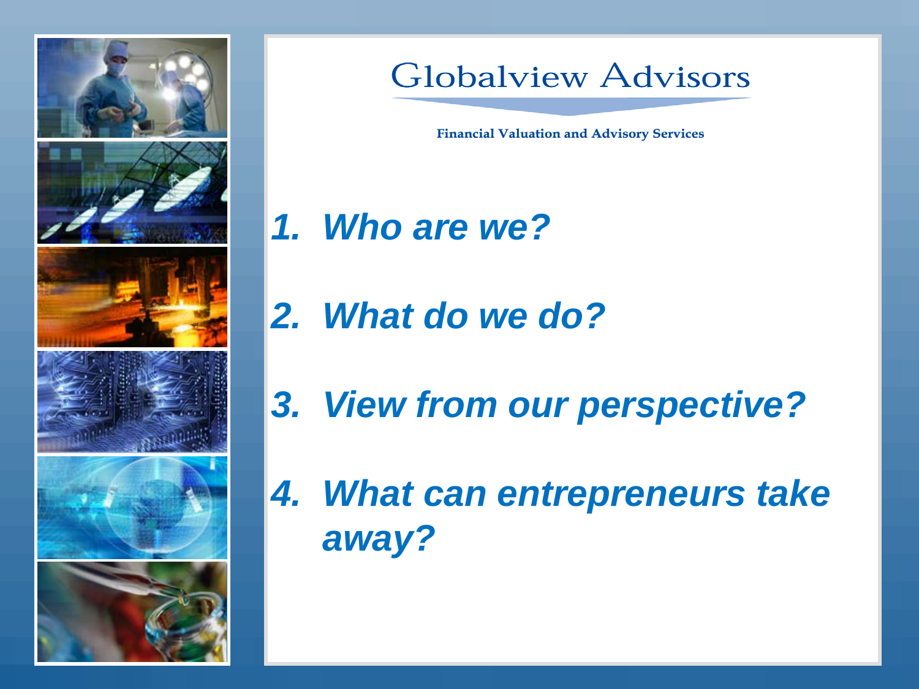# Globalview Advisors

**Financial Valuation and Advisory Services**

1. ***Who are we?***
2. ***What do we do?***
3. ***View from our perspective?***
4. ***What can entrepreneurs take away?***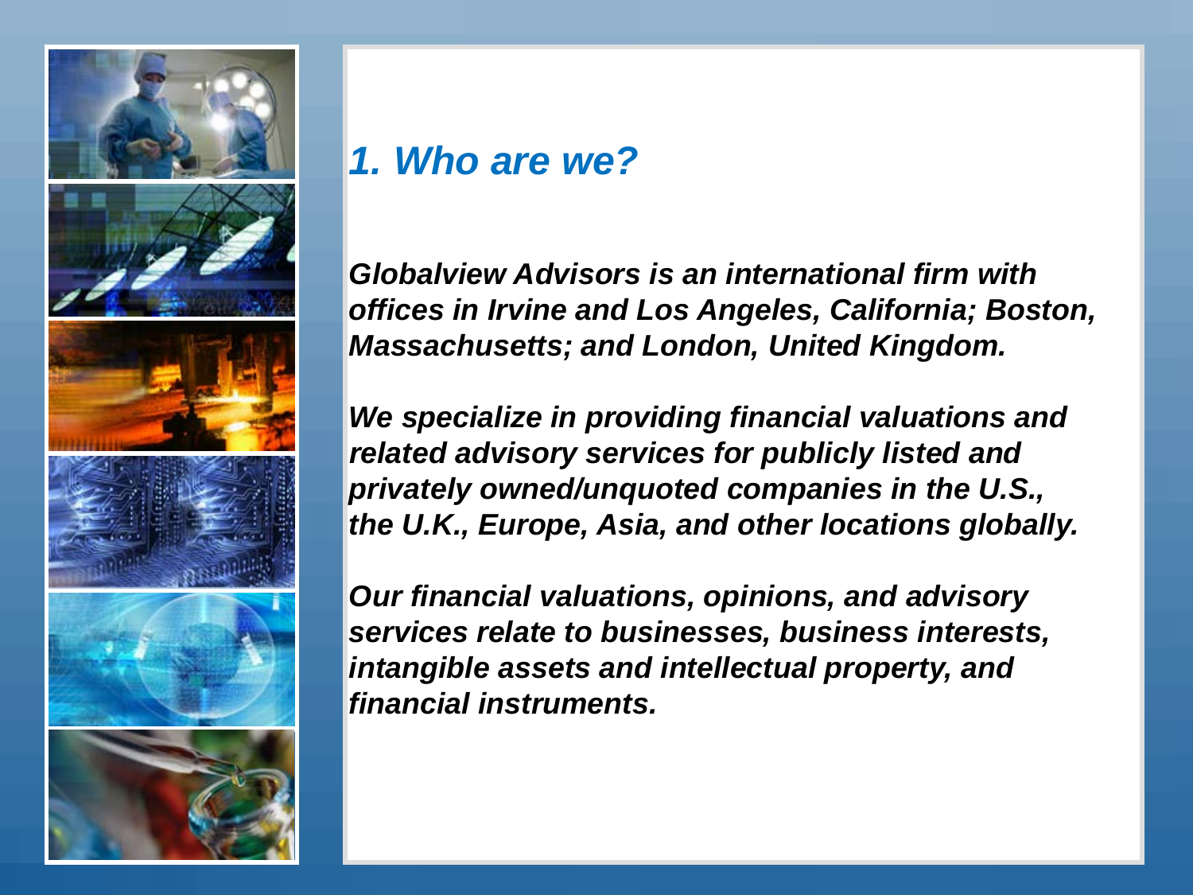## *1. Who are we?*

***Globalview Advisors is an international firm with offices in Irvine and Los Angeles, California; Boston, Massachusetts; and London, United Kingdom.***

***We specialize in providing financial valuations and related advisory services for publicly listed and privately owned/unquoted companies in the U.S., the U.K., Europe, Asia, and other locations globally.***

***Our financial valuations, opinions, and advisory services relate to businesses, business interests, intangible assets and intellectual property, and financial instruments.***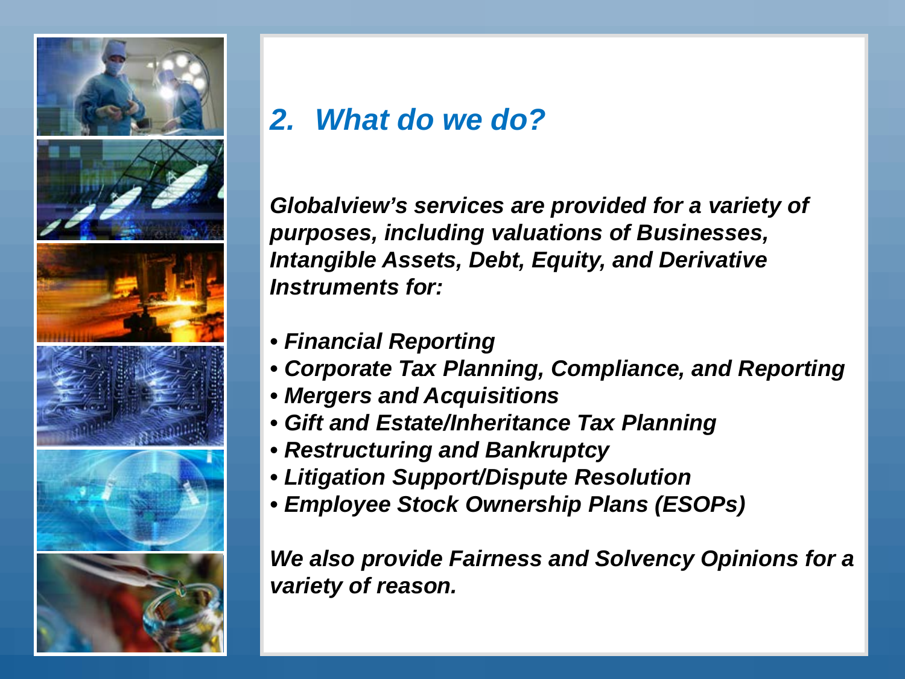## *2. What do we do?*

***Globalview's services are provided for a variety of purposes, including valuations of Businesses, Intangible Assets, Debt, Equity, and Derivative Instruments for:***

- ***Financial Reporting***
- ***Corporate Tax Planning, Compliance, and Reporting***
- ***Mergers and Acquisitions***
- ***Gift and Estate/Inheritance Tax Planning***
- ***Restructuring and Bankruptcy***
- ***Litigation Support/Dispute Resolution***
- ***Employee Stock Ownership Plans (ESOPs)***

***We also provide Fairness and Solvency Opinions for a variety of reason.***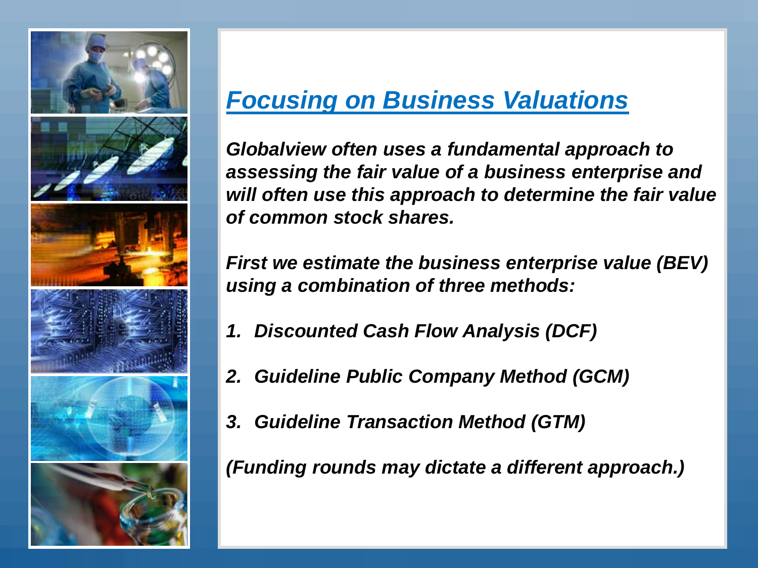# *Focusing on Business Valuations*

***Globalview often uses a fundamental approach to assessing the fair value of a business enterprise and will often use this approach to determine the fair value of common stock shares.***

***First we estimate the business enterprise value (BEV) using a combination of three methods:***

1. ***Discounted Cash Flow Analysis (DCF)***
2. ***Guideline Public Company Method (GCM)***
3. ***Guideline Transaction Method (GTM)***

***(Funding rounds may dictate a different approach.)***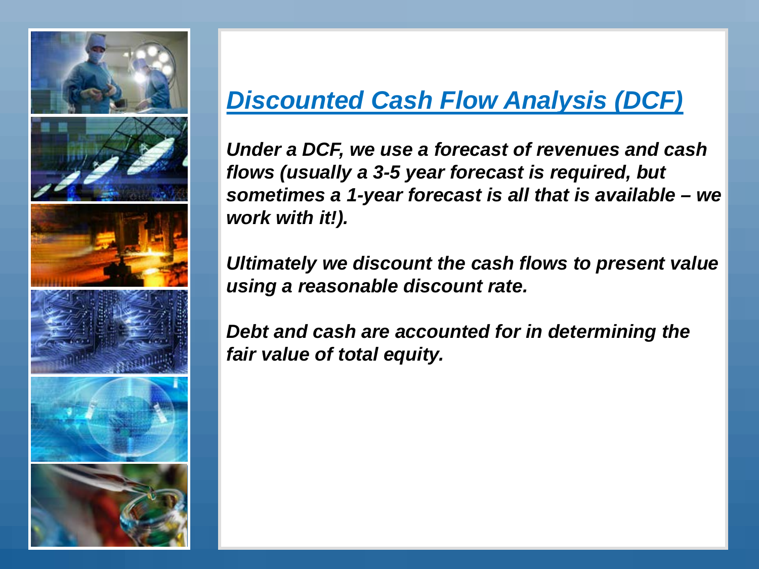## Discounted Cash Flow Analysis (DCF)

***Under a DCF, we use a forecast of revenues and cash flows (usually a 3-5 year forecast is required, but sometimes a 1-year forecast is all that is available – we work with it!).***

***Ultimately we discount the cash flows to present value using a reasonable discount rate.***

***Debt and cash are accounted for in determining the fair value of total equity.***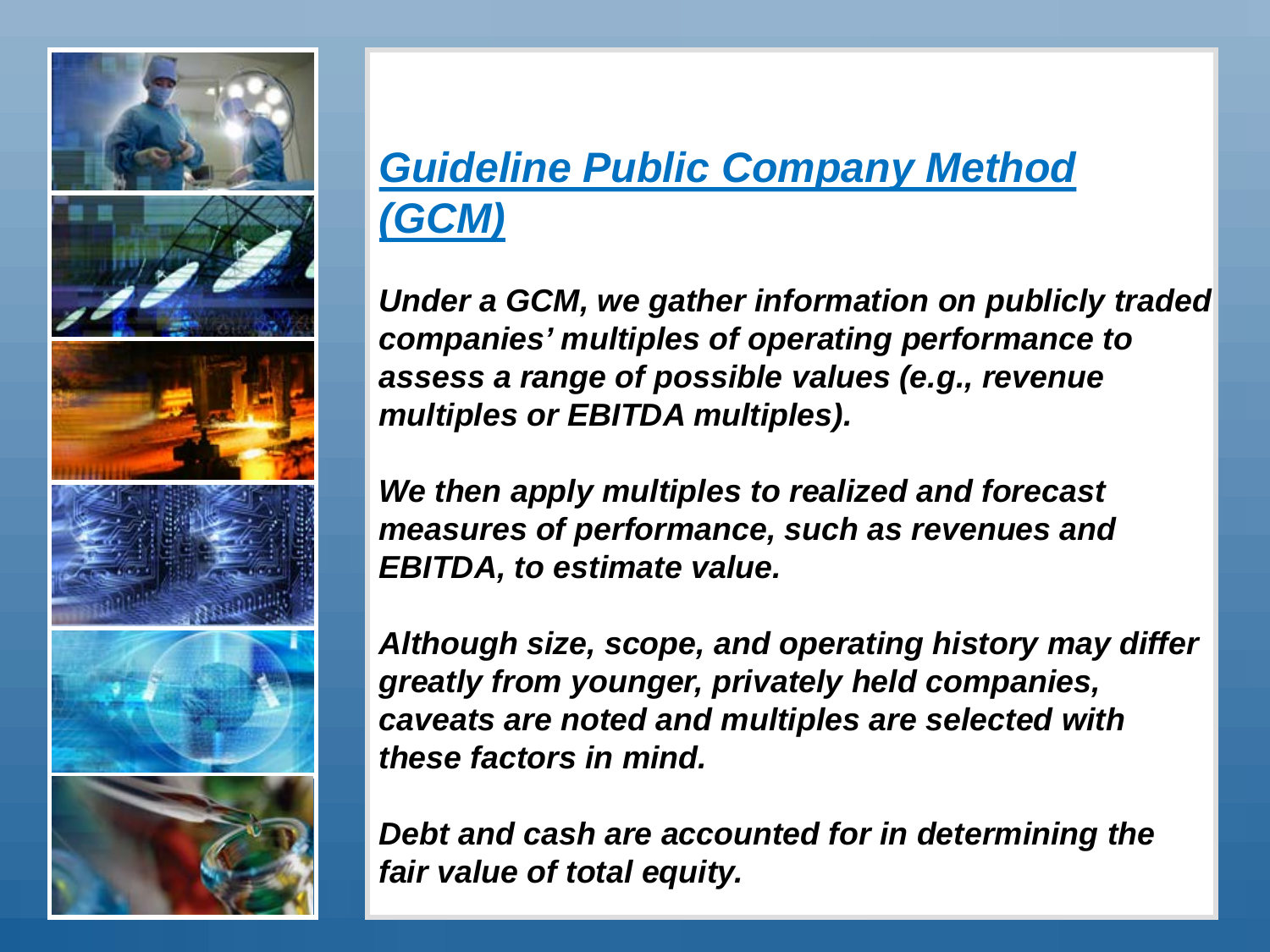## *Guideline Public Company Method (GCM)*

***Under a GCM, we gather information on publicly traded companies' multiples of operating performance to assess a range of possible values (e.g., revenue multiples or EBITDA multiples).***

***We then apply multiples to realized and forecast measures of performance, such as revenues and EBITDA, to estimate value.***

***Although size, scope, and operating history may differ greatly from younger, privately held companies, caveats are noted and multiples are selected with these factors in mind.***

***Debt and cash are accounted for in determining the fair value of total equity.***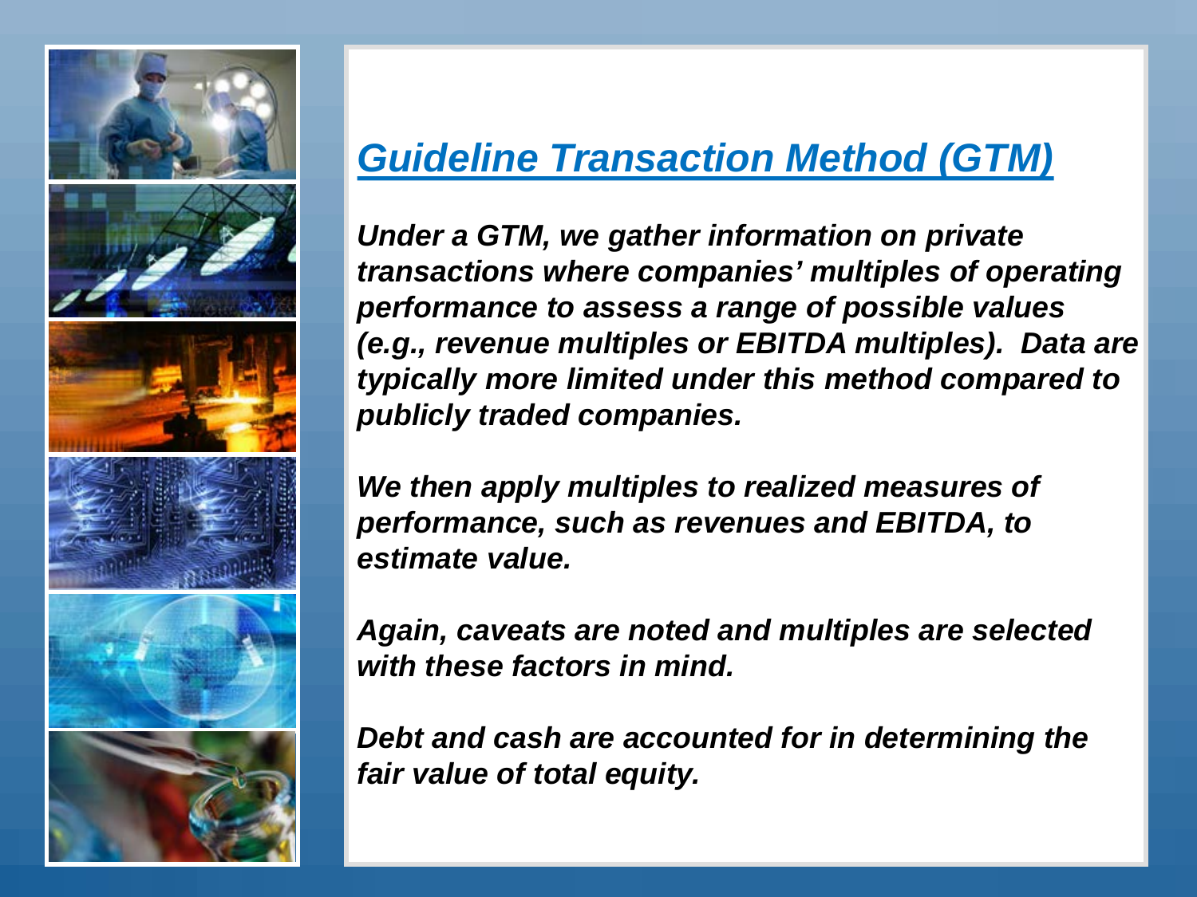## Guideline Transaction Method (GTM)

*Under a GTM, we gather information on private transactions where companies' multiples of operating performance to assess a range of possible values (e.g., revenue multiples or EBITDA multiples). Data are typically more limited under this method compared to publicly traded companies.*

*We then apply multiples to realized measures of performance, such as revenues and EBITDA, to estimate value.*

*Again, caveats are noted and multiples are selected with these factors in mind.*

*Debt and cash are accounted for in determining the fair value of total equity.*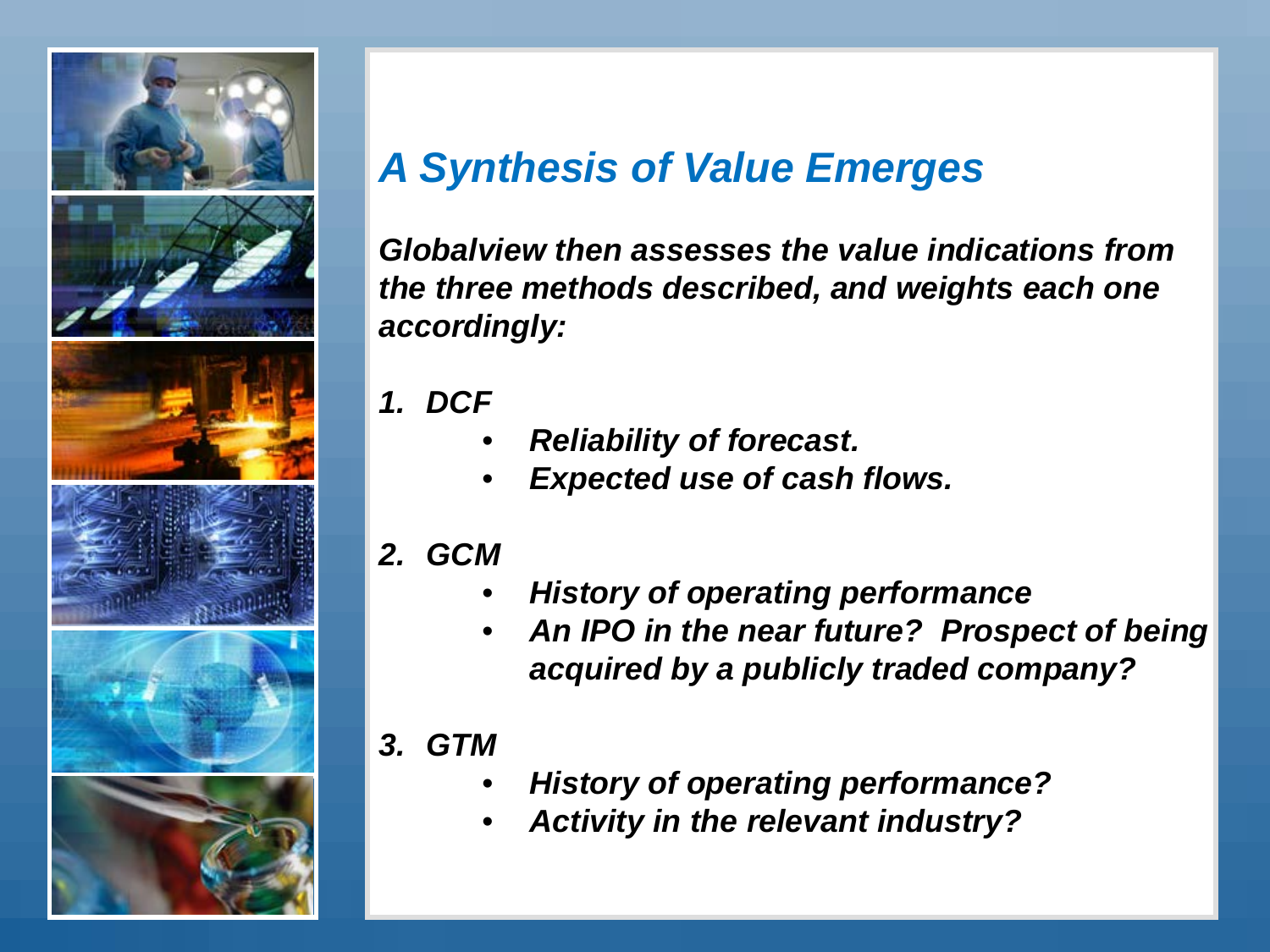## *A Synthesis of Value Emerges*

***Globalview then assesses the value indications from the three methods described, and weights each one accordingly:***

1. ***DCF***
   - ***Reliability of forecast.***
   - ***Expected use of cash flows.***

2. ***GCM***
   - ***History of operating performance***
   - ***An IPO in the near future? Prospect of being acquired by a publicly traded company?***

3. ***GTM***
   - ***History of operating performance?***
   - ***Activity in the relevant industry?***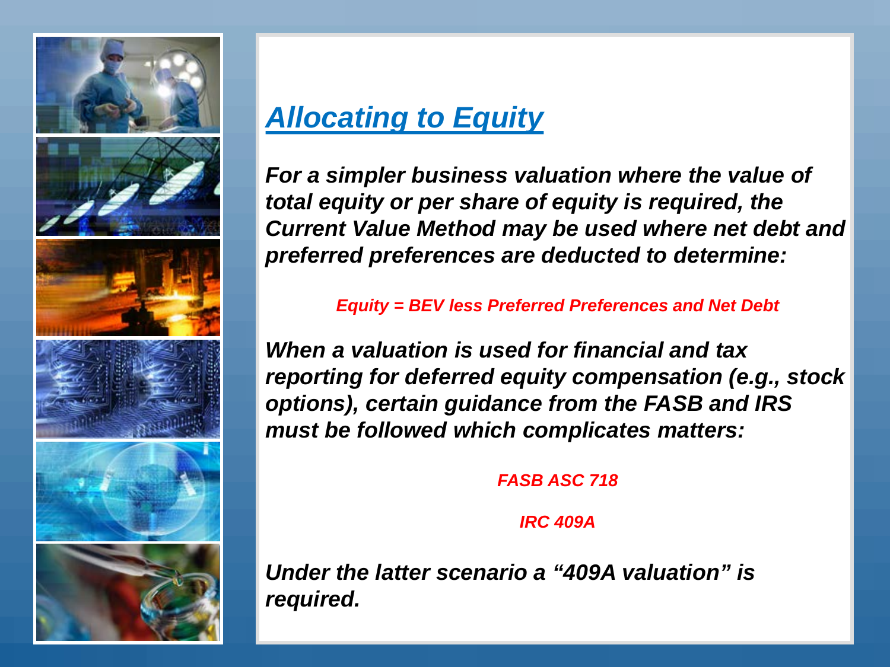## *Allocating to Equity*

***For a simpler business valuation where the value of total equity or per share of equity is required, the Current Value Method may be used where net debt and preferred preferences are deducted to determine:***

***Equity = BEV less Preferred Preferences and Net Debt***

***When a valuation is used for financial and tax reporting for deferred equity compensation (e.g., stock options), certain guidance from the FASB and IRS must be followed which complicates matters:***

***FASB ASC 718***

***IRC 409A***

***Under the latter scenario a "409A valuation" is required.***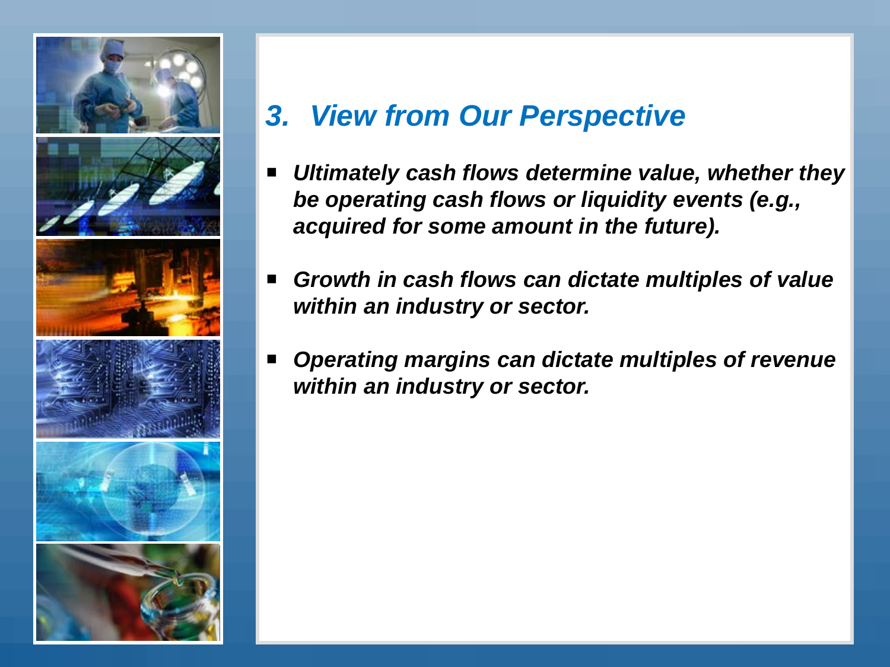## *3. View from Our Perspective*

- ***Ultimately cash flows determine value, whether they be operating cash flows or liquidity events (e.g., acquired for some amount in the future).***
- ***Growth in cash flows can dictate multiples of value within an industry or sector.***
- ***Operating margins can dictate multiples of revenue within an industry or sector.***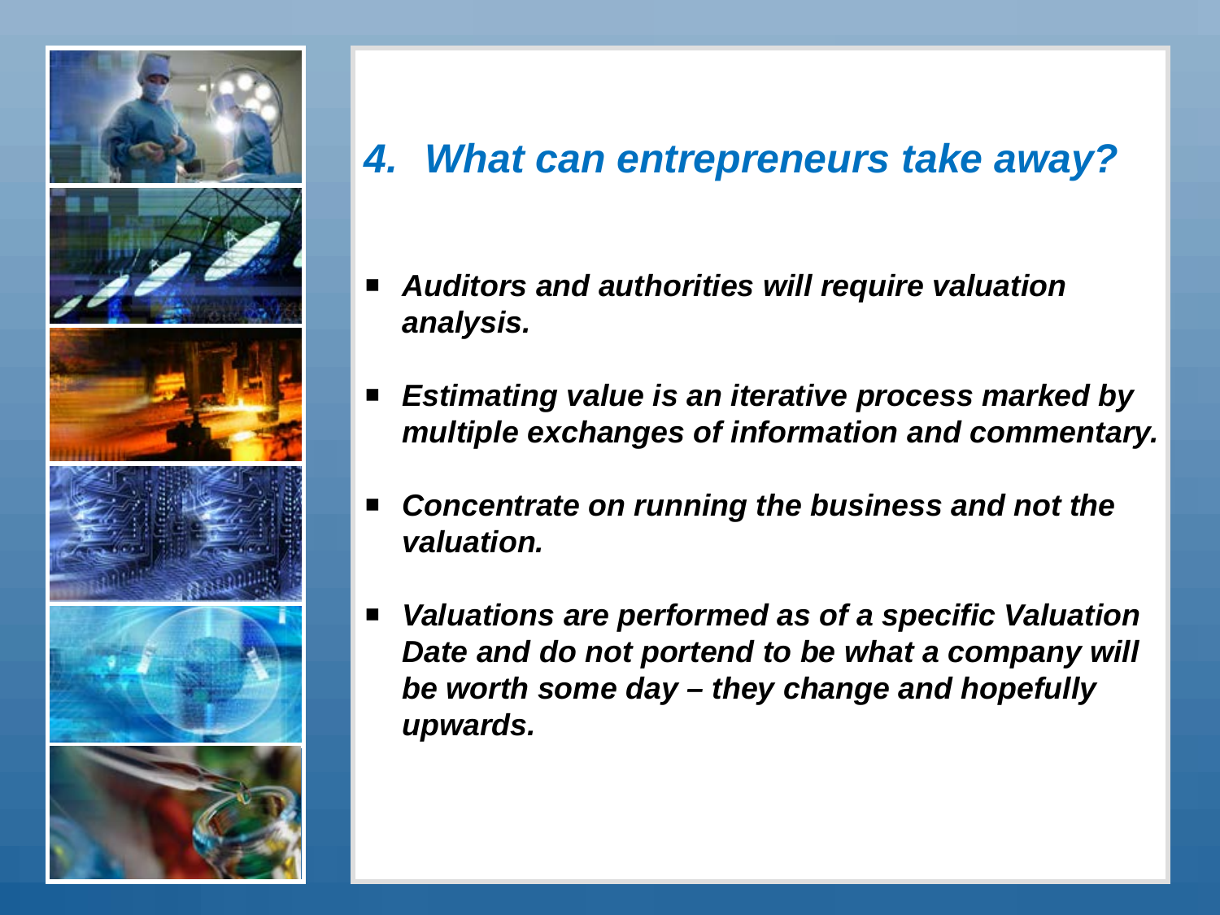## *4. What can entrepreneurs take away?*

- ***Auditors and authorities will require valuation analysis.***
- ***Estimating value is an iterative process marked by multiple exchanges of information and commentary.***
- ***Concentrate on running the business and not the valuation.***
- ***Valuations are performed as of a specific Valuation Date and do not portend to be what a company will be worth some day – they change and hopefully upwards.***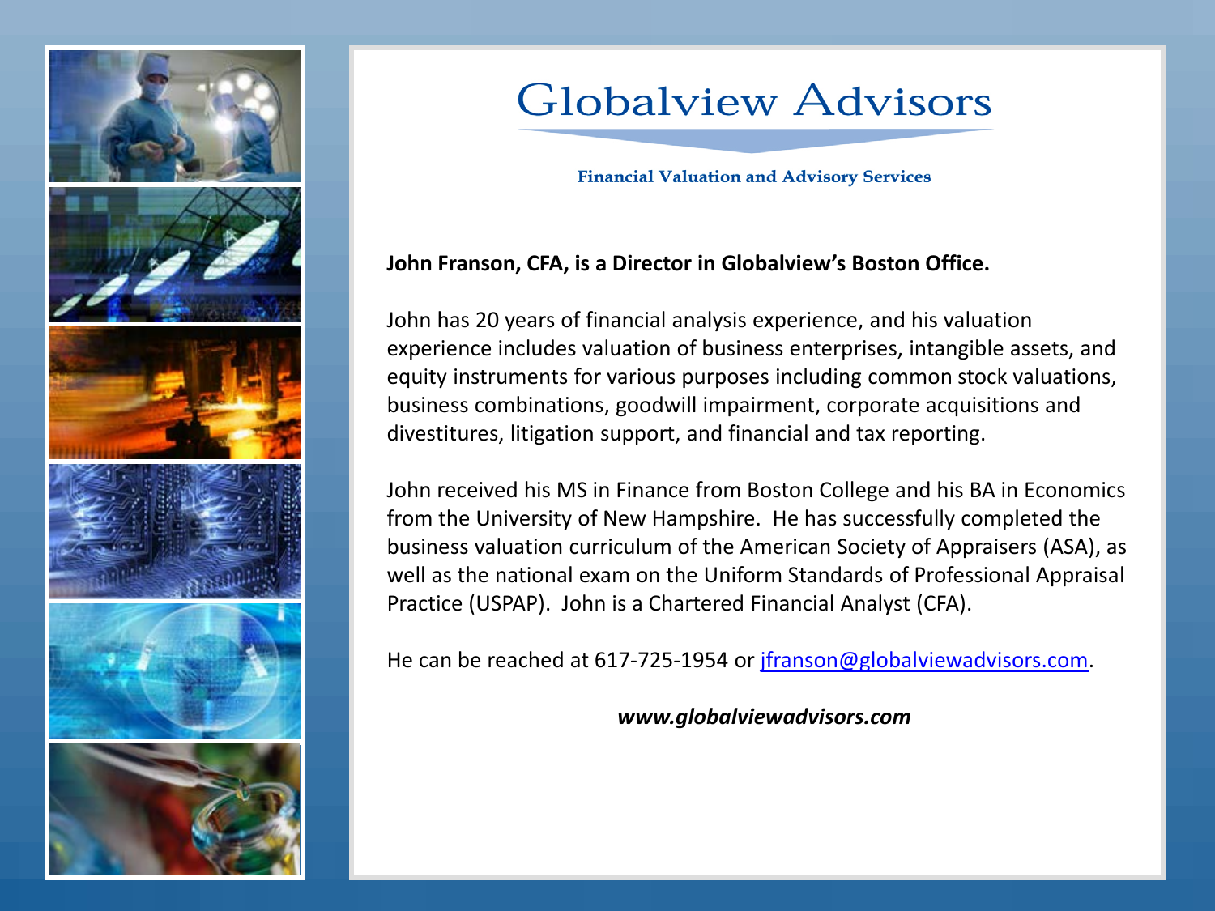# Globalview Advisors

**Financial Valuation and Advisory Services**

**John Franson, CFA, is a Director in Globalview's Boston Office.**

John has 20 years of financial analysis experience, and his valuation experience includes valuation of business enterprises, intangible assets, and equity instruments for various purposes including common stock valuations, business combinations, goodwill impairment, corporate acquisitions and divestitures, litigation support, and financial and tax reporting.

John received his MS in Finance from Boston College and his BA in Economics from the University of New Hampshire. He has successfully completed the business valuation curriculum of the American Society of Appraisers (ASA), as well as the national exam on the Uniform Standards of Professional Appraisal Practice (USPAP). John is a Chartered Financial Analyst (CFA).

He can be reached at 617-725-1954 or jfranson@globalviewadvisors.com.

***www.globalviewadvisors.com***